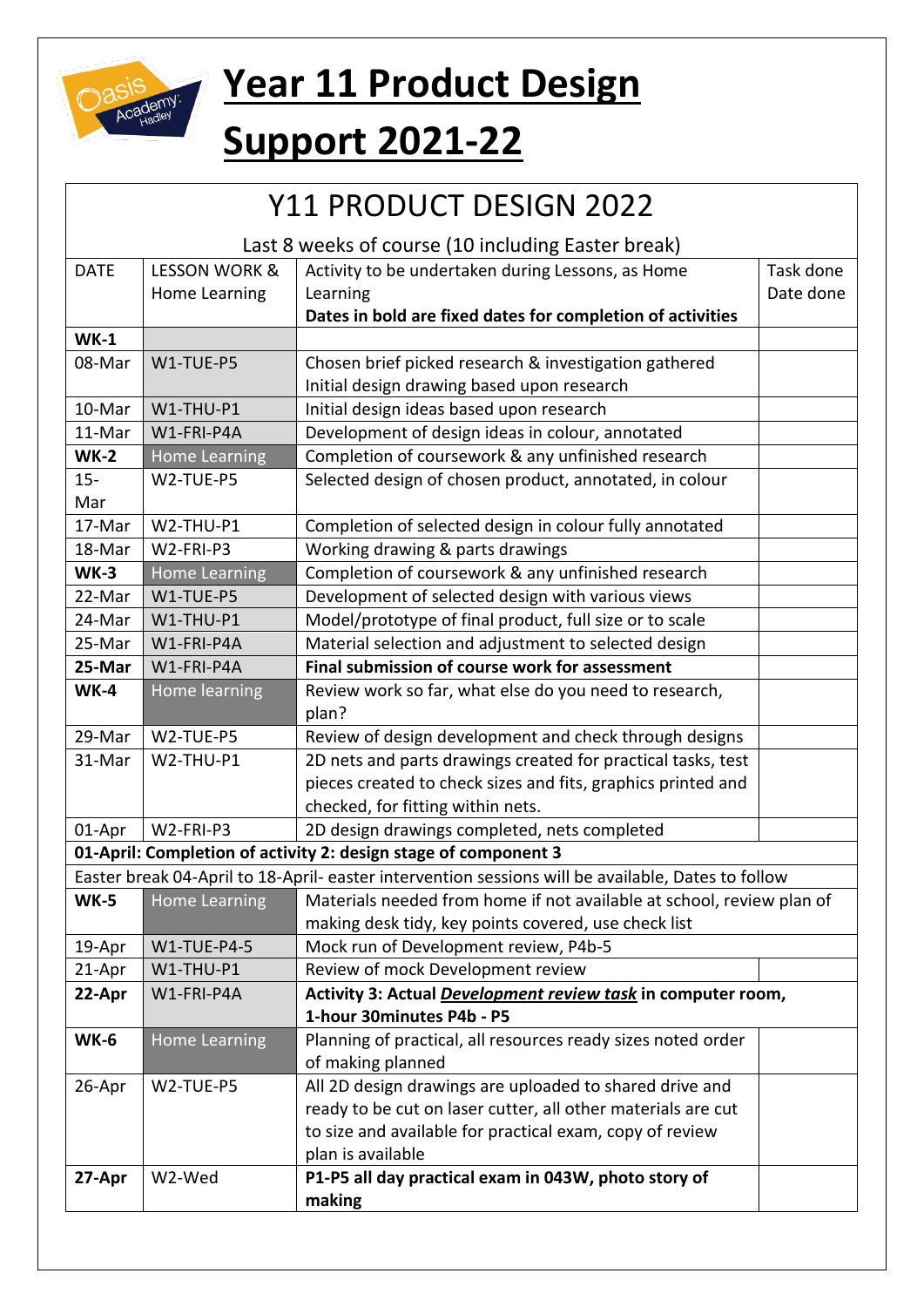# Year 11 Product Design Support 2021-22

| Y11 PRODUCT DESIGN 2022 | | | |
|---|---|---|---|
| Last 8 weeks of course (10 including Easter break) | | | |
| DATE | LESSON WORK & Home Learning | Activity to be undertaken during Lessons, as Home Learning **Dates in bold are fixed dates for completion of activities** | Task done Date done |
| **WK-1** | | | |
| 08-Mar | W1-TUE-P5 | Chosen brief picked research & investigation gathered Initial design drawing based upon research | |
| 10-Mar | W1-THU-P1 | Initial design ideas based upon research | |
| 11-Mar | W1-FRI-P4A | Development of design ideas in colour, annotated | |
| **WK-2** | Home Learning | Completion of coursework & any unfinished research | |
| 15-Mar | W2-TUE-P5 | Selected design of chosen product, annotated, in colour | |
| 17-Mar | W2-THU-P1 | Completion of selected design in colour fully annotated | |
| 18-Mar | W2-FRI-P3 | Working drawing & parts drawings | |
| **WK-3** | Home Learning | Completion of coursework & any unfinished research | |
| 22-Mar | W1-TUE-P5 | Development of selected design with various views | |
| 24-Mar | W1-THU-P1 | Model/prototype of final product, full size or to scale | |
| 25-Mar | W1-FRI-P4A | Material selection and adjustment to selected design | |
| **25-Mar** | W1-FRI-P4A | **Final submission of course work for assessment** | |
| **WK-4** | Home learning | Review work so far, what else do you need to research, plan? | |
| 29-Mar | W2-TUE-P5 | Review of design development and check through designs | |
| 31-Mar | W2-THU-P1 | 2D nets and parts drawings created for practical tasks, test pieces created to check sizes and fits, graphics printed and checked, for fitting within nets. | |
| 01-Apr | W2-FRI-P3 | 2D design drawings completed, nets completed | |
| **01-April: Completion of activity 2: design stage of component 3** | | | |
| Easter break 04-April to 18-April- easter intervention sessions will be available, Dates to follow | | | |
| **WK-5** | Home Learning | Materials needed from home if not available at school, review plan of making desk tidy, key points covered, use check list | |
| 19-Apr | W1-TUE-P4-5 | Mock run of Development review, P4b-5 | |
| 21-Apr | W1-THU-P1 | Review of mock Development review | |
| **22-Apr** | W1-FRI-P4A | **Activity 3: Actual *Development review task* in computer room, 1-hour 30minutes P4b - P5** | |
| **WK-6** | Home Learning | Planning of practical, all resources ready sizes noted order of making planned | |
| 26-Apr | W2-TUE-P5 | All 2D design drawings are uploaded to shared drive and ready to be cut on laser cutter, all other materials are cut to size and available for practical exam, copy of review plan is available | |
| **27-Apr** | W2-Wed | **P1-P5 all day practical exam in 043W, photo story of making** | |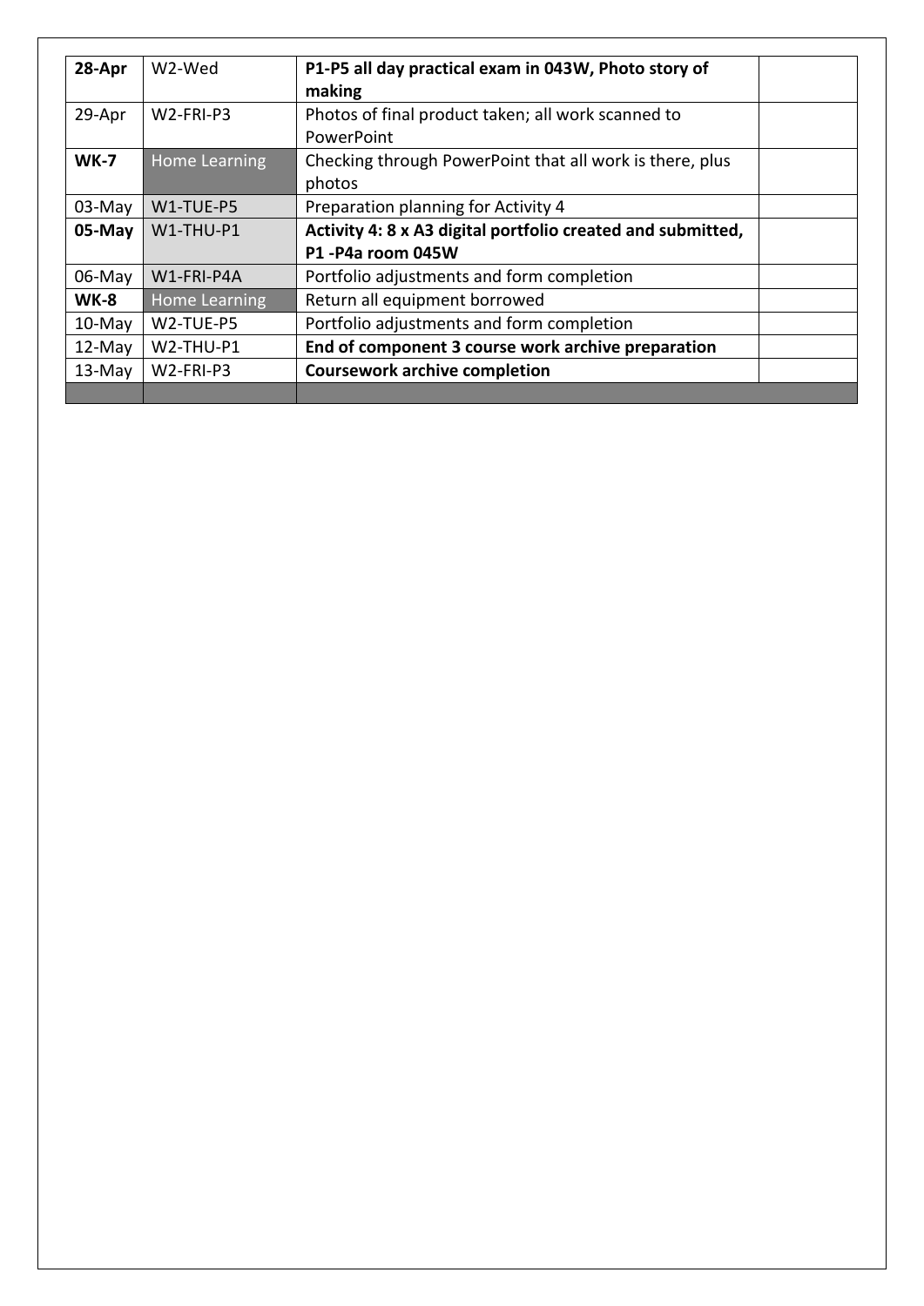| | | | |
|---|---|---|---|
| **28-Apr** | W2-Wed | **P1-P5 all day practical exam in 043W, Photo story of making** | |
| 29-Apr | W2-FRI-P3 | Photos of final product taken; all work scanned to PowerPoint | |
| **WK-7** | Home Learning | Checking through PowerPoint that all work is there, plus photos | |
| 03-May | W1-TUE-P5 | Preparation planning for Activity 4 | |
| **05-May** | W1-THU-P1 | **Activity 4: 8 x A3 digital portfolio created and submitted, P1 -P4a room 045W** | |
| 06-May | W1-FRI-P4A | Portfolio adjustments and form completion | |
| **WK-8** | Home Learning | Return all equipment borrowed | |
| 10-May | W2-TUE-P5 | Portfolio adjustments and form completion | |
| 12-May | W2-THU-P1 | **End of component 3 course work archive preparation** | |
| 13-May | W2-FRI-P3 | **Coursework archive completion** | |
| | | | |